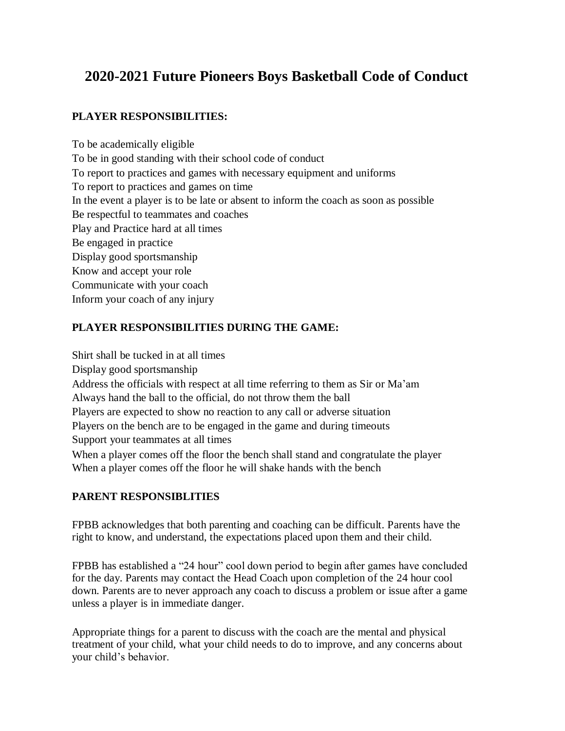# 2020-2021 Future Pioneers Boys Basketball Code of Conduct

**PLAYER RESPONSIBILITIES:**

To be academically eligible
To be in good standing with their school code of conduct
To report to practices and games with necessary equipment and uniforms
To report to practices and games on time
In the event a player is to be late or absent to inform the coach as soon as possible
Be respectful to teammates and coaches
Play and Practice hard at all times
Be engaged in practice
Display good sportsmanship
Know and accept your role
Communicate with your coach
Inform your coach of any injury

**PLAYER RESPONSIBILITIES DURING THE GAME:**

Shirt shall be tucked in at all times
Display good sportsmanship
Address the officials with respect at all time referring to them as Sir or Ma'am
Always hand the ball to the official, do not throw them the ball
Players are expected to show no reaction to any call or adverse situation
Players on the bench are to be engaged in the game and during timeouts
Support your teammates at all times
When a player comes off the floor the bench shall stand and congratulate the player
When a player comes off the floor he will shake hands with the bench

**PARENT RESPONSIBLITIES**

FPBB acknowledges that both parenting and coaching can be difficult. Parents have the right to know, and understand, the expectations placed upon them and their child.

FPBB has established a "24 hour" cool down period to begin after games have concluded for the day. Parents may contact the Head Coach upon completion of the 24 hour cool down. Parents are to never approach any coach to discuss a problem or issue after a game unless a player is in immediate danger.

Appropriate things for a parent to discuss with the coach are the mental and physical treatment of your child, what your child needs to do to improve, and any concerns about your child's behavior.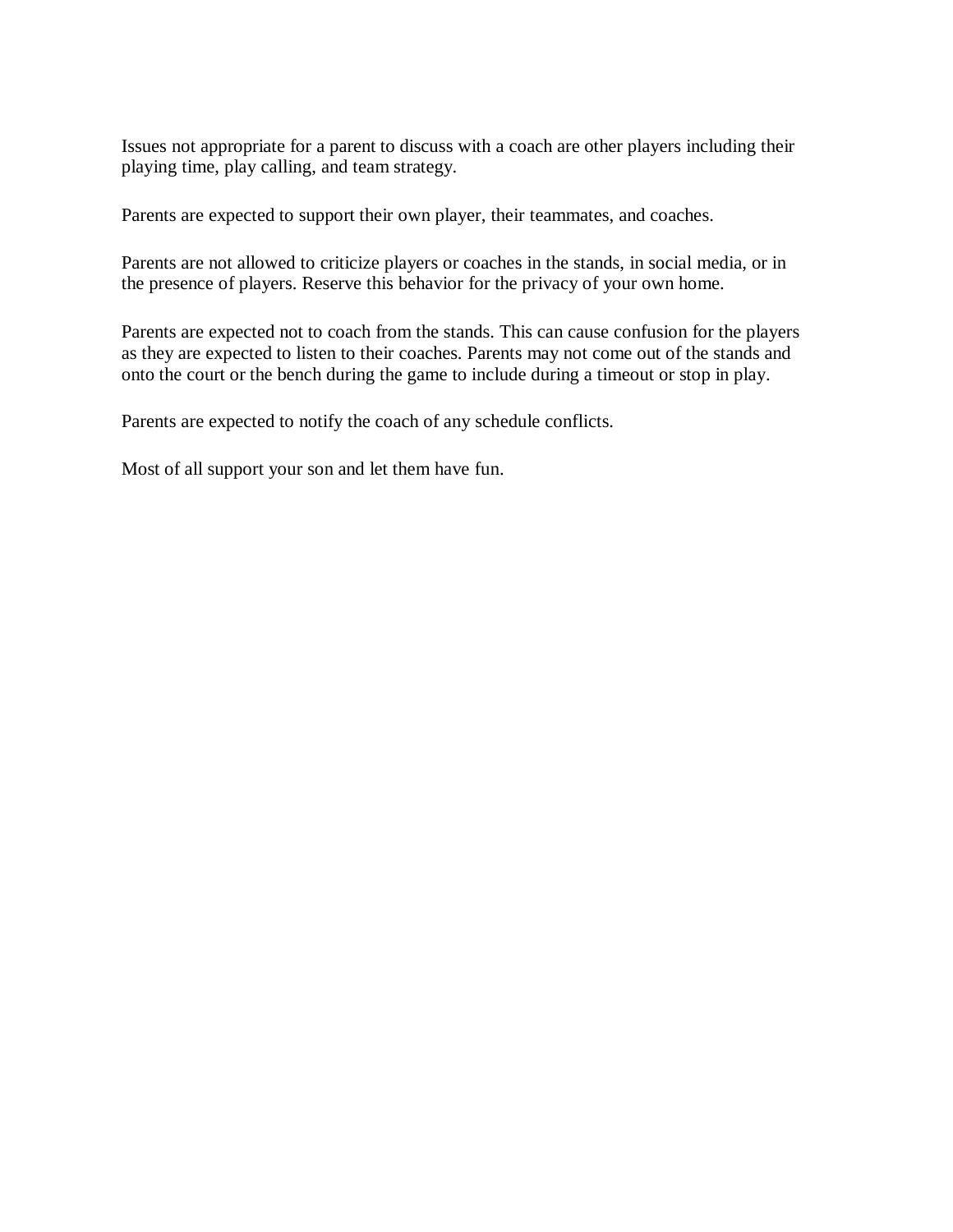Issues not appropriate for a parent to discuss with a coach are other players including their playing time, play calling, and team strategy.

Parents are expected to support their own player, their teammates, and coaches.

Parents are not allowed to criticize players or coaches in the stands, in social media, or in the presence of players. Reserve this behavior for the privacy of your own home.

Parents are expected not to coach from the stands. This can cause confusion for the players as they are expected to listen to their coaches. Parents may not come out of the stands and onto the court or the bench during the game to include during a timeout or stop in play.

Parents are expected to notify the coach of any schedule conflicts.

Most of all support your son and let them have fun.